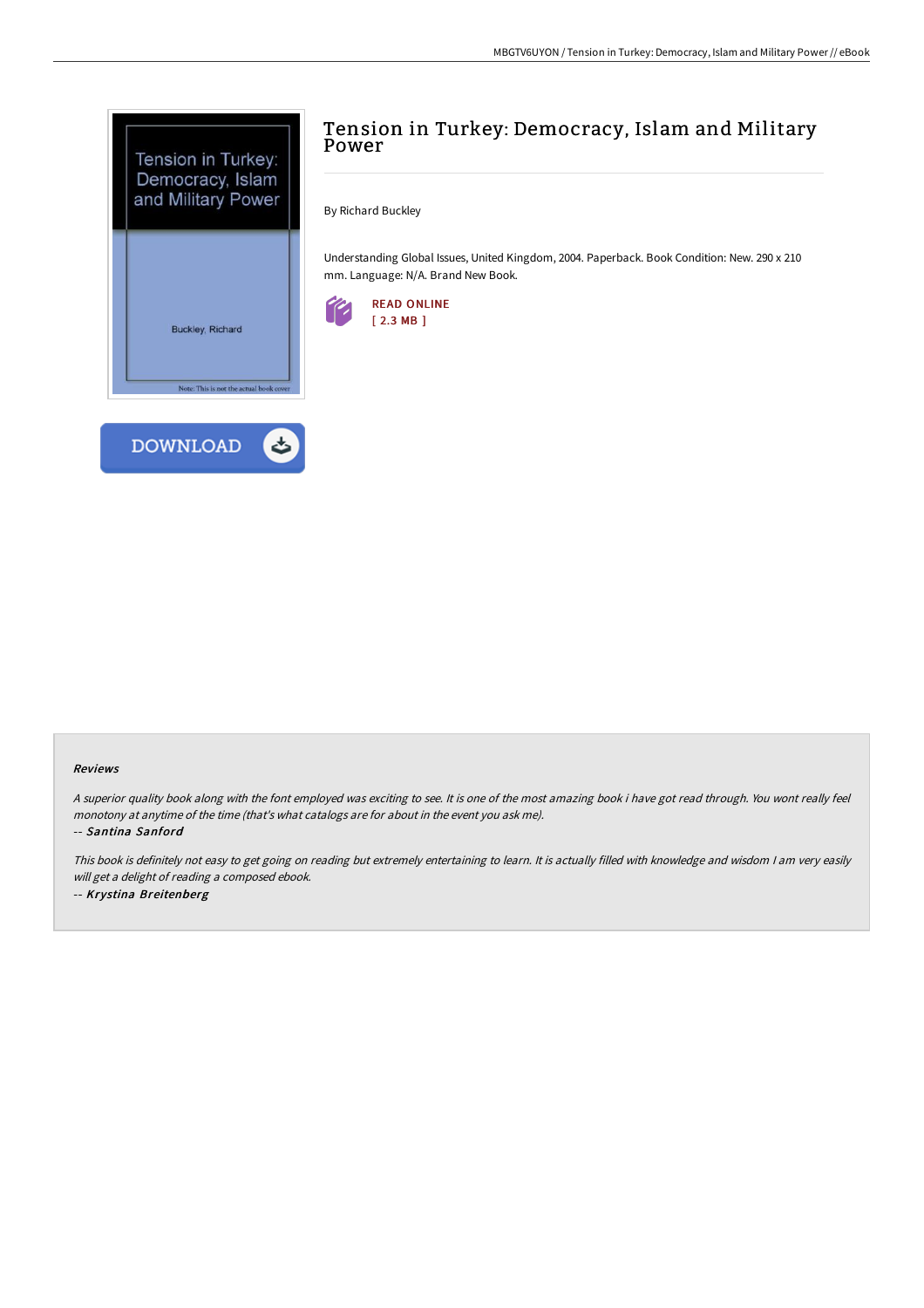# Tension in Turkey: Democracy, Islam and Military Power

By Richard Buckley

Understanding Global Issues, United Kingdom, 2004. Paperback. Book Condition: New. 290 x 210 mm. Language: N/A. Brand New Book.

READ ONLINE
[ 2.3 MB ]

DOWNLOAD

### Reviews

*A superior quality book along with the font employed was exciting to see. It is one of the most amazing book i have got read through. You wont really feel monotony at anytime of the time (that's what catalogs are for about in the event you ask me).*

*-- Santina Sanford*

*This book is definitely not easy to get going on reading but extremely entertaining to learn. It is actually filled with knowledge and wisdom I am very easily will get a delight of reading a composed ebook.*

*-- Krystina Breitenberg*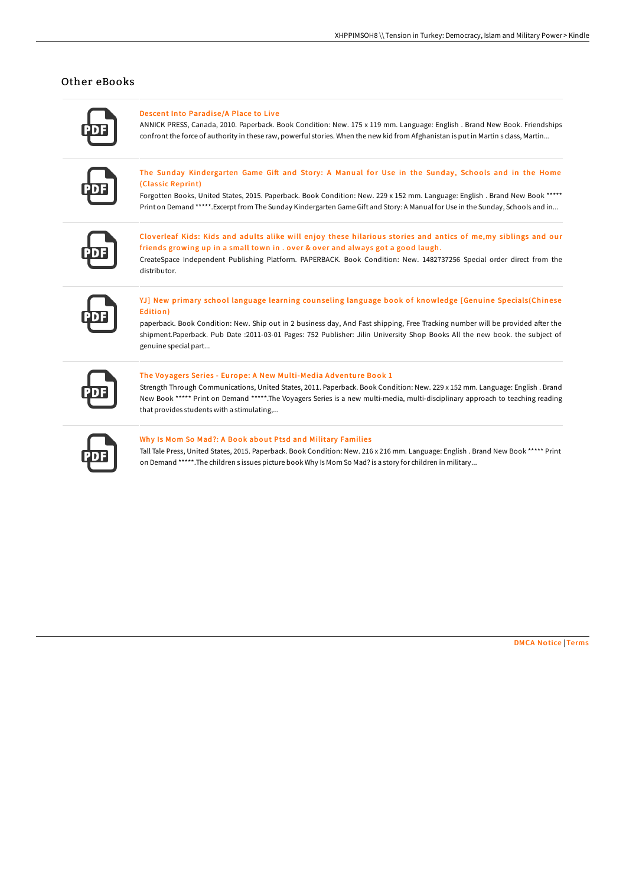## Other eBooks

**Descent Into Paradise/A Place to Live**

ANNICK PRESS, Canada, 2010. Paperback. Book Condition: New. 175 x 119 mm. Language: English . Brand New Book. Friendships confront the force of authority in these raw, powerful stories. When the new kid from Afghanistan is put in Martin s class, Martin...

**The Sunday Kindergarten Game Gift and Story: A Manual for Use in the Sunday, Schools and in the Home (Classic Reprint)**

Forgotten Books, United States, 2015. Paperback. Book Condition: New. 229 x 152 mm. Language: English . Brand New Book ***** Print on Demand *****.Excerpt from The Sunday Kindergarten Game Gift and Story: A Manual for Use in the Sunday, Schools and in...

**Cloverleaf Kids: Kids and adults alike will enjoy these hilarious stories and antics of me,my siblings and our friends growing up in a small town in . over & over and always got a good laugh.**

CreateSpace Independent Publishing Platform. PAPERBACK. Book Condition: New. 1482737256 Special order direct from the distributor.

**YJ] New primary school language learning counseling language book of knowledge [Genuine Specials(Chinese Edition)**

paperback. Book Condition: New. Ship out in 2 business day, And Fast shipping, Free Tracking number will be provided after the shipment.Paperback. Pub Date :2011-03-01 Pages: 752 Publisher: Jilin University Shop Books All the new book. the subject of genuine special part...

**The Voyagers Series - Europe: A New Multi-Media Adventure Book 1**

Strength Through Communications, United States, 2011. Paperback. Book Condition: New. 229 x 152 mm. Language: English . Brand New Book ***** Print on Demand *****.The Voyagers Series is a new multi-media, multi-disciplinary approach to teaching reading that provides students with a stimulating,...

**Why Is Mom So Mad?: A Book about Ptsd and Military Families**

Tall Tale Press, United States, 2015. Paperback. Book Condition: New. 216 x 216 mm. Language: English . Brand New Book ***** Print on Demand *****.The children s issues picture book Why Is Mom So Mad? is a story for children in military...

DMCA Notice | Terms